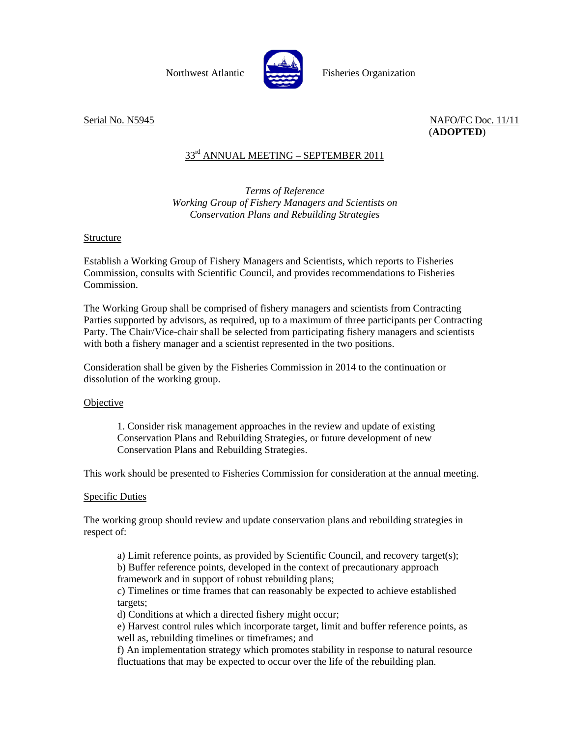Northwest Atlantic Fisheries Organization

Serial No. N5945

NAFO/FC Doc. 11/11
(**ADOPTED**)

## 33rd ANNUAL MEETING – SEPTEMBER 2011

*Terms of Reference*
*Working Group of Fishery Managers and Scientists on*
*Conservation Plans and Rebuilding Strategies*

### Structure

Establish a Working Group of Fishery Managers and Scientists, which reports to Fisheries Commission, consults with Scientific Council, and provides recommendations to Fisheries Commission.

The Working Group shall be comprised of fishery managers and scientists from Contracting Parties supported by advisors, as required, up to a maximum of three participants per Contracting Party. The Chair/Vice-chair shall be selected from participating fishery managers and scientists with both a fishery manager and a scientist represented in the two positions.

Consideration shall be given by the Fisheries Commission in 2014 to the continuation or dissolution of the working group.

### Objective

1. Consider risk management approaches in the review and update of existing Conservation Plans and Rebuilding Strategies, or future development of new Conservation Plans and Rebuilding Strategies.

This work should be presented to Fisheries Commission for consideration at the annual meeting.

### Specific Duties

The working group should review and update conservation plans and rebuilding strategies in respect of:

a) Limit reference points, as provided by Scientific Council, and recovery target(s);
b) Buffer reference points, developed in the context of precautionary approach framework and in support of robust rebuilding plans;
c) Timelines or time frames that can reasonably be expected to achieve established targets;
d) Conditions at which a directed fishery might occur;
e) Harvest control rules which incorporate target, limit and buffer reference points, as well as, rebuilding timelines or timeframes; and
f) An implementation strategy which promotes stability in response to natural resource fluctuations that may be expected to occur over the life of the rebuilding plan.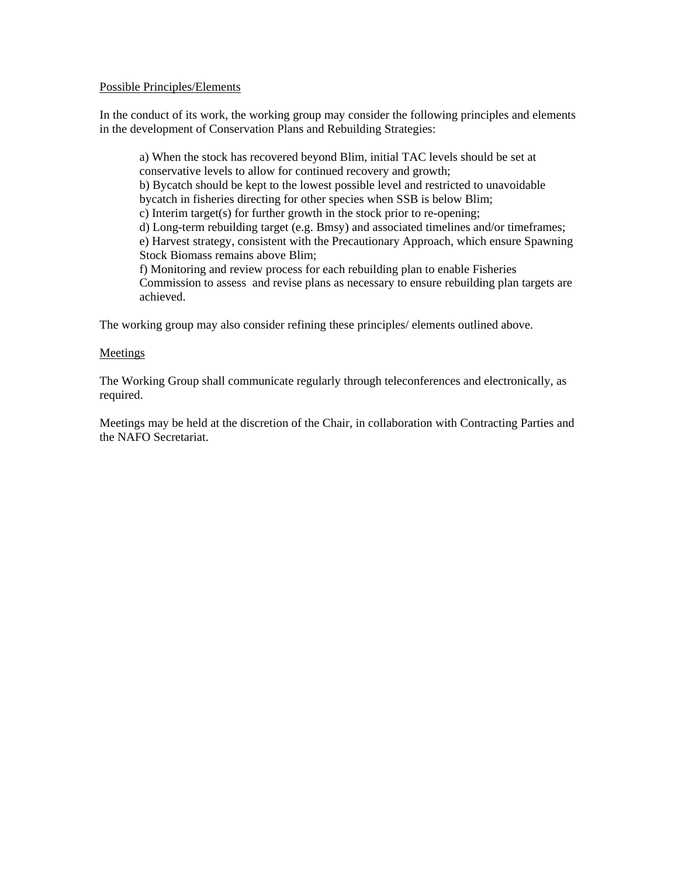Possible Principles/Elements

In the conduct of its work, the working group may consider the following principles and elements in the development of Conservation Plans and Rebuilding Strategies:

> a) When the stock has recovered beyond Blim, initial TAC levels should be set at conservative levels to allow for continued recovery and growth;
> b) Bycatch should be kept to the lowest possible level and restricted to unavoidable bycatch in fisheries directing for other species when SSB is below Blim;
> c) Interim target(s) for further growth in the stock prior to re-opening;
> d) Long-term rebuilding target (e.g. Bmsy) and associated timelines and/or timeframes;
> e) Harvest strategy, consistent with the Precautionary Approach, which ensure Spawning Stock Biomass remains above Blim;
> f) Monitoring and review process for each rebuilding plan to enable Fisheries Commission to assess and revise plans as necessary to ensure rebuilding plan targets are achieved.

The working group may also consider refining these principles/ elements outlined above.

Meetings

The Working Group shall communicate regularly through teleconferences and electronically, as required.

Meetings may be held at the discretion of the Chair, in collaboration with Contracting Parties and the NAFO Secretariat.